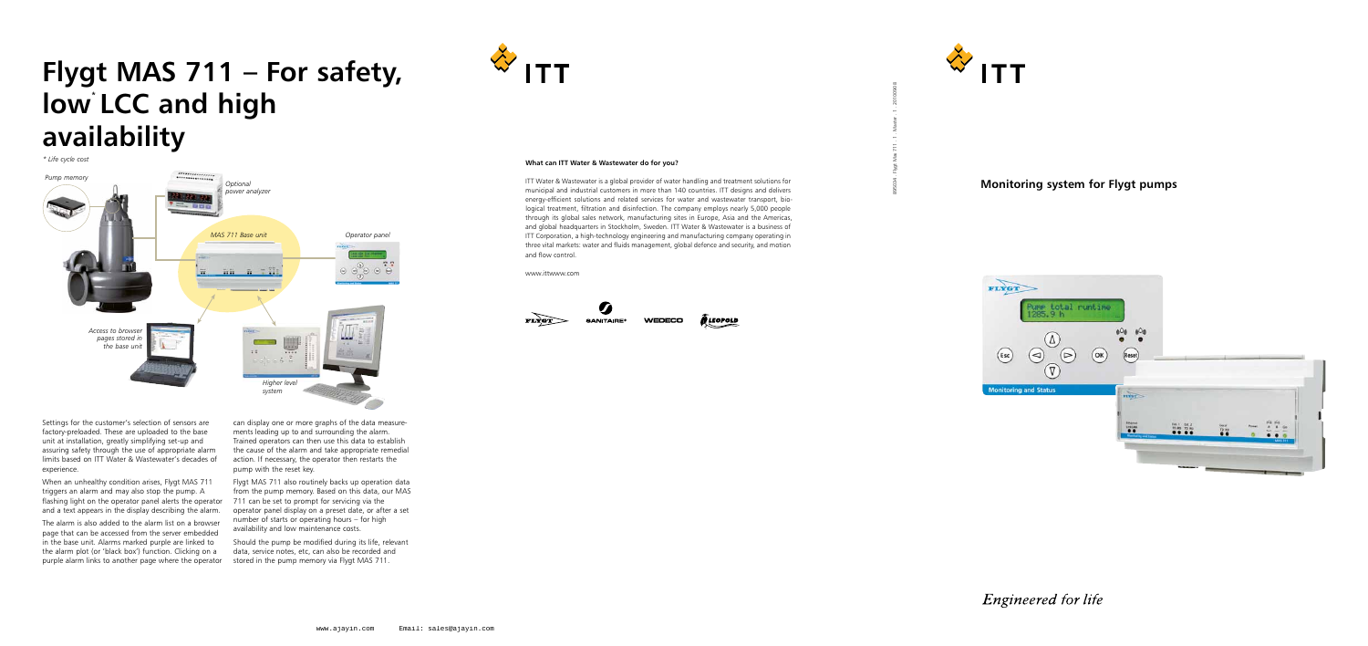# Flygt MAS 711 – For safety, low* LCC and high availability

*\* Life cycle cost*

*Pump memory*

*Optional power analyzer*

*MAS 711 Base unit*

*Operator panel*

*Access to browser pages stored in the base unit*

*Higher level system*

Settings for the customer's selection of sensors are factory-preloaded. These are uploaded to the base unit at installation, greatly simplifying set-up and assuring safety through the use of appropriate alarm limits based on ITT Water & Wastewater's decades of experience.

When an unhealthy condition arises, Flygt MAS 711 triggers an alarm and may also stop the pump. A flashing light on the operator panel alerts the operator and a text appears in the display describing the alarm.

The alarm is also added to the alarm list on a browser page that can be accessed from the server embedded in the base unit. Alarms marked purple are linked to the alarm plot (or 'black box') function. Clicking on a purple alarm links to another page where the operator can display one or more graphs of the data measurements leading up to and surrounding the alarm. Trained operators can then use this data to establish the cause of the alarm and take appropriate remedial action. If necessary, the operator then restarts the pump with the reset key.

Flygt MAS 711 also routinely backs up operation data from the pump memory. Based on this data, our MAS 711 can be set to prompt for servicing via the operator panel display on a preset date, or after a set number of starts or operating hours – for high availability and low maintenance costs.

Should the pump be modified during its life, relevant data, service notes, etc, can also be recorded and stored in the pump memory via Flygt MAS 711.

ITT

**What can ITT Water & Wastewater do for you?**

ITT Water & Wastewater is a global provider of water handling and treatment solutions for municipal and industrial customers in more than 140 countries. ITT designs and delivers energy-efficient solutions and related services for water and wastewater transport, biological treatment, filtration and disinfection. The company employs nearly 5,000 people through its global sales network, manufacturing sites in Europe, Asia and the Americas, and global headquarters in Stockholm, Sweden. ITT Water & Wastewater is a business of ITT Corporation, a high-technology engineering and manufacturing company operating in three vital markets: water and fluids management, global defence and security, and motion and flow control.

www.ittwww.com

FLYGT SANITAIRE WEDECO LEOPOLD

ITT

## Monitoring system for Flygt pumps

*Engineered for life*

www.ajayin.com Email: sales@ajayin.com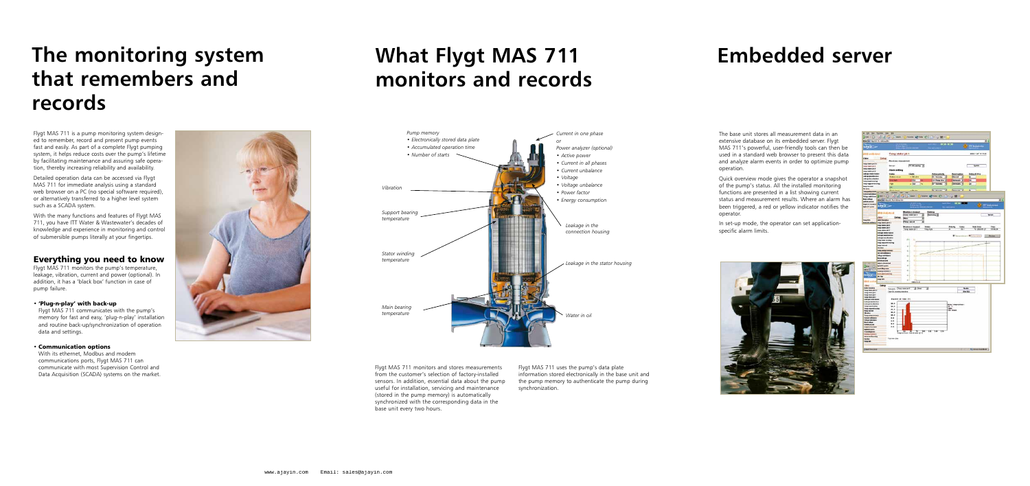# The monitoring system that remembers and records

Flygt MAS 711 is a pump monitoring system designed to remember, record and present pump events fast and easily. As part of a complete Flygt pumping system, it helps reduce costs over the pump's lifetime by facilitating maintenance and assuring safe operation, thereby increasing reliability and availability.

Detailed operation data can be accessed via Flygt MAS 711 for immediate analysis using a standard web browser on a PC (no special software required), or alternatively transferred to a higher level system such as a SCADA system.

With the many functions and features of Flygt MAS 711, you have ITT Water & Wastewater's decades of knowledge and experience in monitoring and control of submersible pumps literally at your fingertips.

## Everything you need to know

Flygt MAS 711 monitors the pump's temperature, leakage, vibration, current and power (optional). In addition, it has a 'black box' function in case of pump failure.

- **'Plug-n-play' with back-up**
  Flygt MAS 711 communicates with the pump's memory for fast and easy, 'plug-n-play' installation and routine back-up/synchronization of operation data and settings.

- **Communication options**
  With its ethernet, Modbus and modem communications ports, Flygt MAS 711 can communicate with most Supervision Control and Data Acquisition (SCADA) systems on the market.

# What Flygt MAS 711 monitors and records

*Pump memory*
- *Electronically stored data plate*
- *Accumulated operation time*
- *Number of starts*

*Current in one phase*
*or*
*Power analyzer (optional)*
- *Active power*
- *Current in all phases*
- *Current unbalance*
- *Voltage*
- *Voltage unbalance*
- *Power factor*
- *Energy consumption*

*Vibration*

*Support bearing temperature*

*Leakage in the connection housing*

*Stator winding temperature*

*Leakage in the stator housing*

*Main bearing temperature*

*Water in oil*

Flygt MAS 711 monitors and stores measurements from the customer's selection of factory-installed sensors. In addition, essential data about the pump useful for installation, servicing and maintenance (stored in the pump memory) is automatically synchronized with the corresponding data in the base unit every two hours.

Flygt MAS 711 uses the pump's data plate information stored electronically in the base unit and the pump memory to authenticate the pump during synchronization.

# Embedded server

The base unit stores all measurement data in an extensive database on its embedded server. Flygt MAS 711's powerful, user-friendly tools can then be used in a standard web browser to present this data and analyze alarm events in order to optimize pump operation.

Quick overview mode gives the operator a snapshot of the pump's status. All the installed monitoring functions are presented in a list showing current status and measurement results. Where an alarm has been triggered, a red or yellow indicator notifies the operator.

In set-up mode, the operator can set application-specific alarm limits.

www.ajayin.com Email: sales@ajayin.com